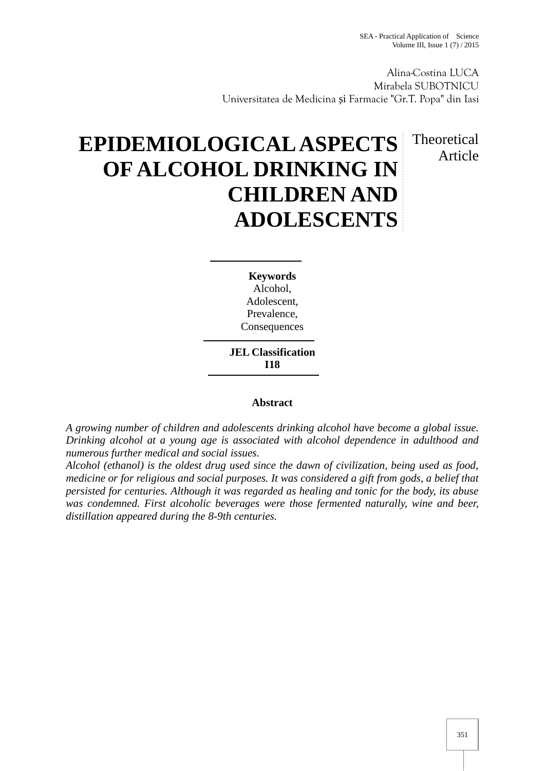Alina-Costina LUCA
Mirabela SUBOTNICU
Universitatea de Medicina și Farmacie "Gr.T. Popa" din Iasi

# EPIDEMIOLOGICAL ASPECTS OF ALCOHOL DRINKING IN CHILDREN AND ADOLESCENTS

Theoretical Article

**Keywords**
Alcohol,
Adolescent,
Prevalence,
Consequences

**JEL Classification**
**I18**

**Abstract**

*A growing number of children and adolescents drinking alcohol have become a global issue. Drinking alcohol at a young age is associated with alcohol dependence in adulthood and numerous further medical and social issues.*

*Alcohol (ethanol) is the oldest drug used since the dawn of civilization, being used as food, medicine or for religious and social purposes. It was considered a gift from gods, a belief that persisted for centuries. Although it was regarded as healing and tonic for the body, its abuse was condemned. First alcoholic beverages were those fermented naturally, wine and beer, distillation appeared during the 8-9th centuries.*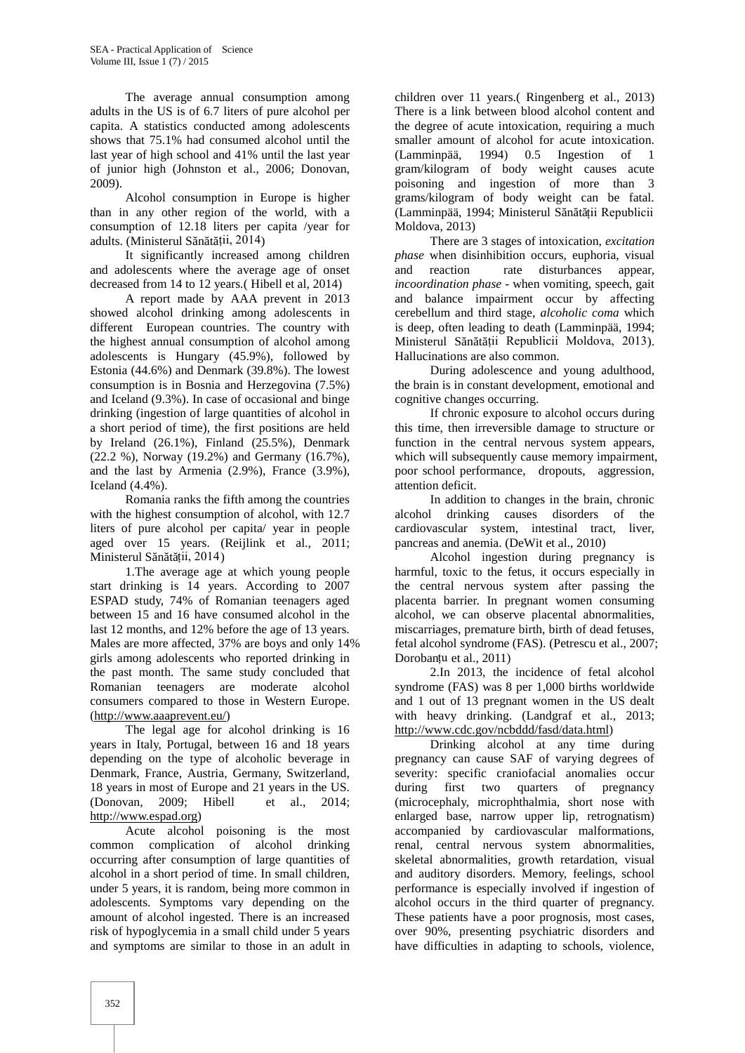The average annual consumption among adults in the US is of 6.7 liters of pure alcohol per capita. A statistics conducted among adolescents shows that 75.1% had consumed alcohol until the last year of high school and 41% until the last year of junior high (Johnston et al., 2006; Donovan, 2009).

Alcohol consumption in Europe is higher than in any other region of the world, with a consumption of 12.18 liters per capita /year for adults. (Ministerul Sănătății, 2014)

It significantly increased among children and adolescents where the average age of onset decreased from 14 to 12 years.( Hibell et al, 2014)

A report made by AAA prevent in 2013 showed alcohol drinking among adolescents in different European countries. The country with the highest annual consumption of alcohol among adolescents is Hungary (45.9%), followed by Estonia (44.6%) and Denmark (39.8%). The lowest consumption is in Bosnia and Herzegovina (7.5%) and Iceland (9.3%). In case of occasional and binge drinking (ingestion of large quantities of alcohol in a short period of time), the first positions are held by Ireland (26.1%), Finland (25.5%), Denmark (22.2 %), Norway (19.2%) and Germany (16.7%), and the last by Armenia (2.9%), France (3.9%), Iceland (4.4%).

Romania ranks the fifth among the countries with the highest consumption of alcohol, with 12.7 liters of pure alcohol per capita/ year in people aged over 15 years. (Reijlink et al., 2011; Ministerul Sănătății, 2014)

1.The average age at which young people start drinking is 14 years. According to 2007 ESPAD study, 74% of Romanian teenagers aged between 15 and 16 have consumed alcohol in the last 12 months, and 12% before the age of 13 years. Males are more affected, 37% are boys and only 14% girls among adolescents who reported drinking in the past month. The same study concluded that Romanian teenagers are moderate alcohol consumers compared to those in Western Europe. (http://www.aaaprevent.eu/)

The legal age for alcohol drinking is 16 years in Italy, Portugal, between 16 and 18 years depending on the type of alcoholic beverage in Denmark, France, Austria, Germany, Switzerland, 18 years in most of Europe and 21 years in the US. (Donovan, 2009; Hibell et al., 2014; http://www.espad.org)

Acute alcohol poisoning is the most common complication of alcohol drinking occurring after consumption of large quantities of alcohol in a short period of time. In small children, under 5 years, it is random, being more common in adolescents. Symptoms vary depending on the amount of alcohol ingested. There is an increased risk of hypoglycemia in a small child under 5 years and symptoms are similar to those in an adult in children over 11 years.( Ringenberg et al., 2013) There is a link between blood alcohol content and the degree of acute intoxication, requiring a much smaller amount of alcohol for acute intoxication. (Lamminpää, 1994) 0.5 Ingestion of 1 gram/kilogram of body weight causes acute poisoning and ingestion of more than 3 grams/kilogram of body weight can be fatal. (Lamminpää, 1994; Ministerul Sănătății Republicii Moldova, 2013)

There are 3 stages of intoxication, *excitation phase* when disinhibition occurs, euphoria, visual and reaction rate disturbances appear, *incoordination phase* - when vomiting, speech, gait and balance impairment occur by affecting cerebellum and third stage, *alcoholic coma* which is deep, often leading to death (Lamminpää, 1994; Ministerul Sănătății Republicii Moldova, 2013). Hallucinations are also common.

During adolescence and young adulthood, the brain is in constant development, emotional and cognitive changes occurring.

If chronic exposure to alcohol occurs during this time, then irreversible damage to structure or function in the central nervous system appears, which will subsequently cause memory impairment, poor school performance, dropouts, aggression, attention deficit.

In addition to changes in the brain, chronic alcohol drinking causes disorders of the cardiovascular system, intestinal tract, liver, pancreas and anemia. (DeWit et al., 2010)

Alcohol ingestion during pregnancy is harmful, toxic to the fetus, it occurs especially in the central nervous system after passing the placenta barrier. In pregnant women consuming alcohol, we can observe placental abnormalities, miscarriages, premature birth, birth of dead fetuses, fetal alcohol syndrome (FAS). (Petrescu et al., 2007; Dorobanțu et al., 2011)

2.In 2013, the incidence of fetal alcohol syndrome (FAS) was 8 per 1,000 births worldwide and 1 out of 13 pregnant women in the US dealt with heavy drinking. (Landgraf et al., 2013; http://www.cdc.gov/ncbddd/fasd/data.html)

Drinking alcohol at any time during pregnancy can cause SAF of varying degrees of severity: specific craniofacial anomalies occur during first two quarters of pregnancy (microcephaly, microphthalmia, short nose with enlarged base, narrow upper lip, retrognatism) accompanied by cardiovascular malformations, renal, central nervous system abnormalities, skeletal abnormalities, growth retardation, visual and auditory disorders. Memory, feelings, school performance is especially involved if ingestion of alcohol occurs in the third quarter of pregnancy. These patients have a poor prognosis, most cases, over 90%, presenting psychiatric disorders and have difficulties in adapting to schools, violence,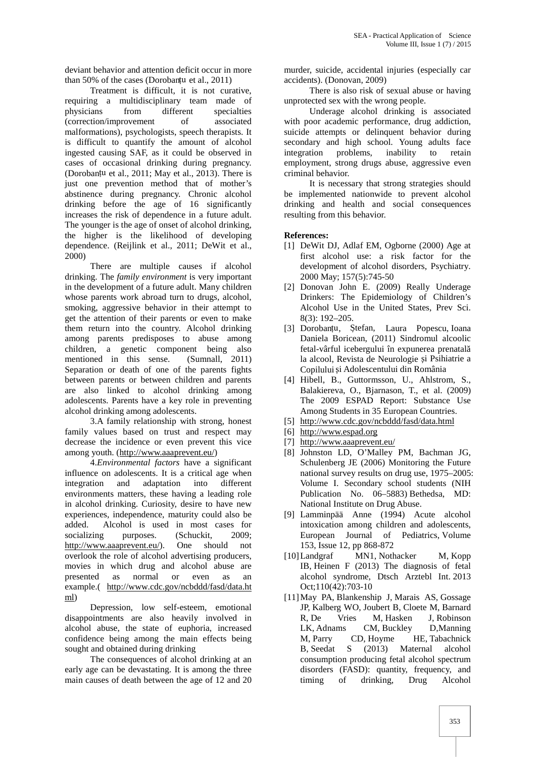deviant behavior and attention deficit occur in more than 50% of the cases (Dorobanțu et al., 2011)

Treatment is difficult, it is not curative, requiring a multidisciplinary team made of physicians from different specialties (correction/improvement of associated malformations), psychologists, speech therapists. It is difficult to quantify the amount of alcohol ingested causing SAF, as it could be observed in cases of occasional drinking during pregnancy. (Dorobanțu et al., 2011; May et al., 2013). There is just one prevention method that of mother's abstinence during pregnancy. Chronic alcohol drinking before the age of 16 significantly increases the risk of dependence in a future adult. The younger is the age of onset of alcohol drinking, the higher is the likelihood of developing dependence. (Reijlink et al., 2011; DeWit et al., 2000)

There are multiple causes if alcohol drinking. The *family environment* is very important in the development of a future adult. Many children whose parents work abroad turn to drugs, alcohol, smoking, aggressive behavior in their attempt to get the attention of their parents or even to make them return into the country. Alcohol drinking among parents predisposes to abuse among children, a genetic component being also mentioned in this sense. (Sumnall, 2011) Separation or death of one of the parents fights between parents or between children and parents are also linked to alcohol drinking among adolescents. Parents have a key role in preventing alcohol drinking among adolescents.

3.A family relationship with strong, honest family values based on trust and respect may decrease the incidence or even prevent this vice among youth. (http://www.aaaprevent.eu/)

4.*Environmental factors* have a significant influence on adolescents. It is a critical age when integration and adaptation into different environments matters, these having a leading role in alcohol drinking. Curiosity, desire to have new experiences, independence, maturity could also be added. Alcohol is used in most cases for socializing purposes. (Schuckit, 2009; http://www.aaaprevent.eu/). One should not overlook the role of alcohol advertising producers, movies in which drug and alcohol abuse are presented as normal or even as an example.( http://www.cdc.gov/ncbddd/fasd/data.html)

Depression, low self-esteem, emotional disappointments are also heavily involved in alcohol abuse, the state of euphoria, increased confidence being among the main effects being sought and obtained during drinking

The consequences of alcohol drinking at an early age can be devastating. It is among the three main causes of death between the age of 12 and 20 murder, suicide, accidental injuries (especially car accidents). (Donovan, 2009)

There is also risk of sexual abuse or having unprotected sex with the wrong people.

Underage alcohol drinking is associated with poor academic performance, drug addiction, suicide attempts or delinquent behavior during secondary and high school. Young adults face integration problems, inability to retain employment, strong drugs abuse, aggressive even criminal behavior.

It is necessary that strong strategies should be implemented nationwide to prevent alcohol drinking and health and social consequences resulting from this behavior.

**References:**

[1] DeWit DJ, Adlaf EM, Ogborne (2000) Age at first alcohol use: a risk factor for the development of alcohol disorders, Psychiatry. 2000 May; 157(5):745-50

[2] Donovan John E. (2009) Really Underage Drinkers: The Epidemiology of Children's Alcohol Use in the United States, Prev Sci. 8(3): 192–205.

[3] Dorobanțu, Ștefan, Laura Popescu, Ioana Daniela Boricean, (2011) Sindromul alcoolic fetal-vârful icebergului în expunerea prenatală la alcool, Revista de Neurologie și Psihiatrie a Copilului și Adolescentului din România

[4] Hibell, B., Guttormsson, U., Ahlstrom, S., Balakiereva, O., Bjarnason, T., et al. (2009) The 2009 ESPAD Report: Substance Use Among Students in 35 European Countries.

[5] http://www.cdc.gov/ncbddd/fasd/data.html

[6] http://www.espad.org

[7] http://www.aaaprevent.eu/

[8] Johnston LD, O'Malley PM, Bachman JG, Schulenberg JE (2006) Monitoring the Future national survey results on drug use, 1975–2005: Volume I. Secondary school students (NIH Publication No. 06–5883) Bethedsa, MD: National Institute on Drug Abuse.

[9] Lamminpää Anne (1994) Acute alcohol intoxication among children and adolescents, European Journal of Pediatrics, Volume 153, Issue 12, pp 868-872

[10] Landgraf MN1, Nothacker M, Kopp IB, Heinen F (2013) The diagnosis of fetal alcohol syndrome, Dtsch Arztebl Int. 2013 Oct;110(42):703-10

[11] May PA, Blankenship J, Marais AS, Gossage JP, Kalberg WO, Joubert B, Cloete M, Barnard R, De Vries M, Hasken J, Robinson LK, Adnams CM, Buckley D, Manning M, Parry CD, Hoyme HE, Tabachnick B, Seedat S (2013) Maternal alcohol consumption producing fetal alcohol spectrum disorders (FASD): quantity, frequency, and timing of drinking, Drug Alcohol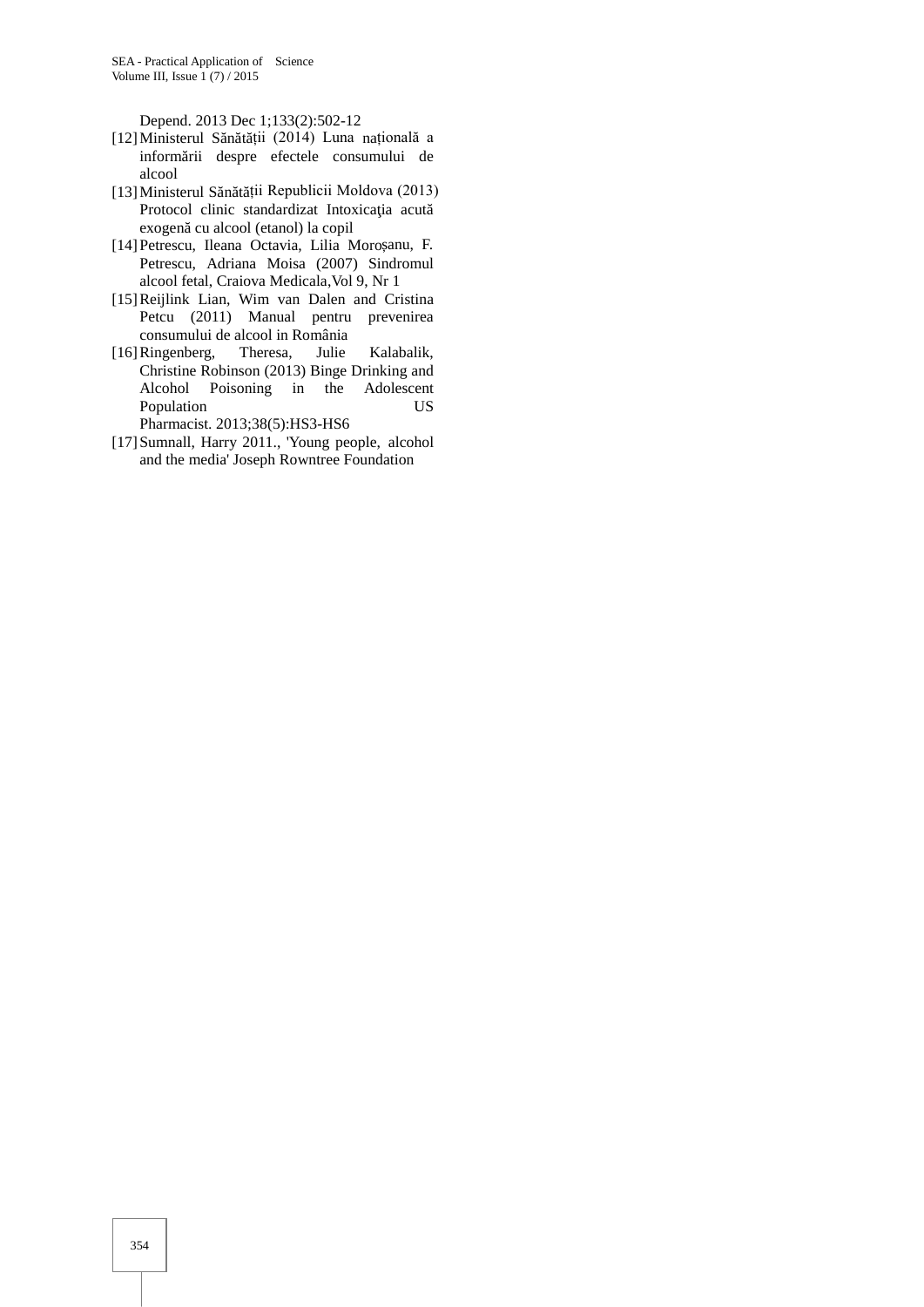Depend. 2013 Dec 1;133(2):502-12

[12] Ministerul Sănătății (2014) Luna națională a informării despre efectele consumului de alcool

[13] Ministerul Sănătății Republicii Moldova (2013) Protocol clinic standardizat Intoxicaţia acută exogenă cu alcool (etanol) la copil

[14] Petrescu, Ileana Octavia, Lilia Moroșanu, F. Petrescu, Adriana Moisa (2007) Sindromul alcool fetal, Craiova Medicala,Vol 9, Nr 1

[15] Reijlink Lian, Wim van Dalen and Cristina Petcu (2011) Manual pentru prevenirea consumului de alcool in România

[16] Ringenberg, Theresa, Julie Kalabalik, Christine Robinson (2013) Binge Drinking and Alcohol Poisoning in the Adolescent Population US Pharmacist. 2013;38(5):HS3-HS6

[17] Sumnall, Harry 2011., 'Young people, alcohol and the media' Joseph Rowntree Foundation